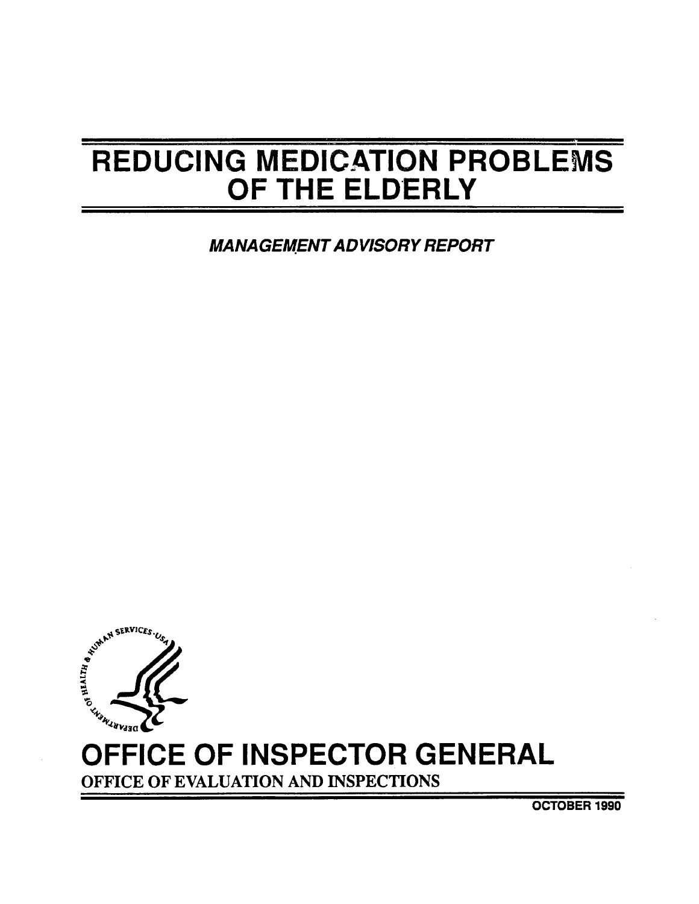# REDUCING MEDICATION PROBLEMS OF THE ELDERLY

*MANAGEMENT ADVISORY REPORT*

## OFFICE OF INSPECTOR GENERAL

OFFICE OF EVALUATION AND INSPECTIONS

OCTOBER 1990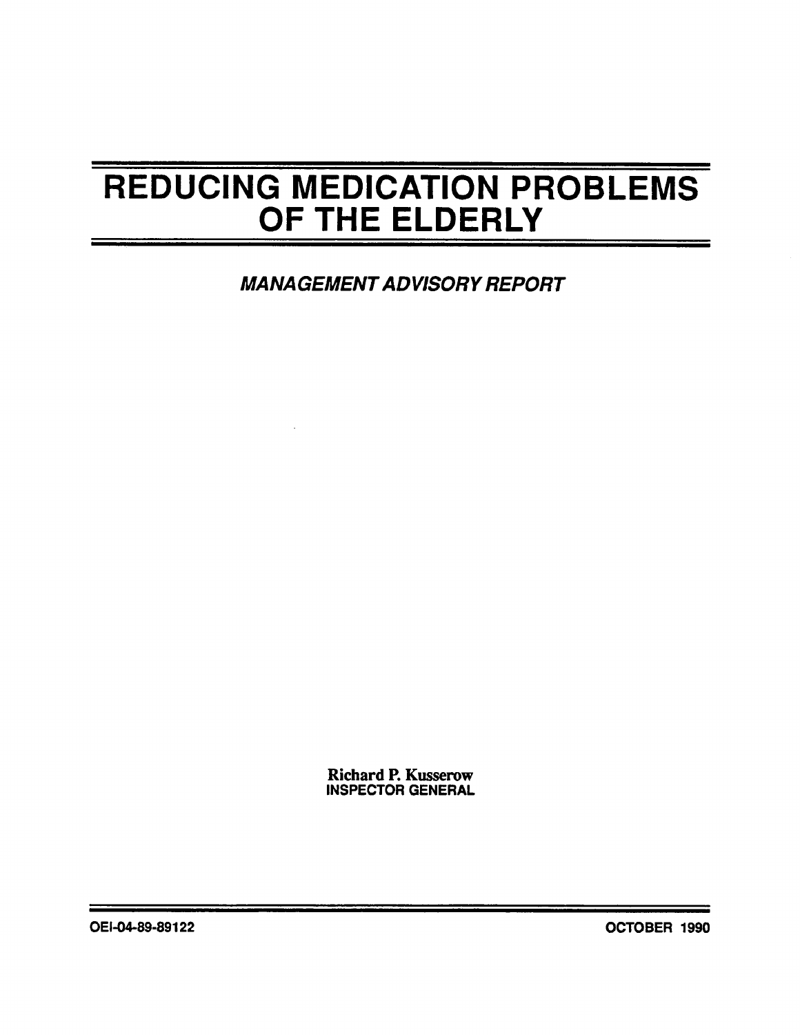# REDUCING MEDICATION PROBLEMS OF THE ELDERLY

***MANAGEMENT ADVISORY REPORT***

Richard P. Kusserow
INSPECTOR GENERAL

OEI-04-89-89122

OCTOBER 1990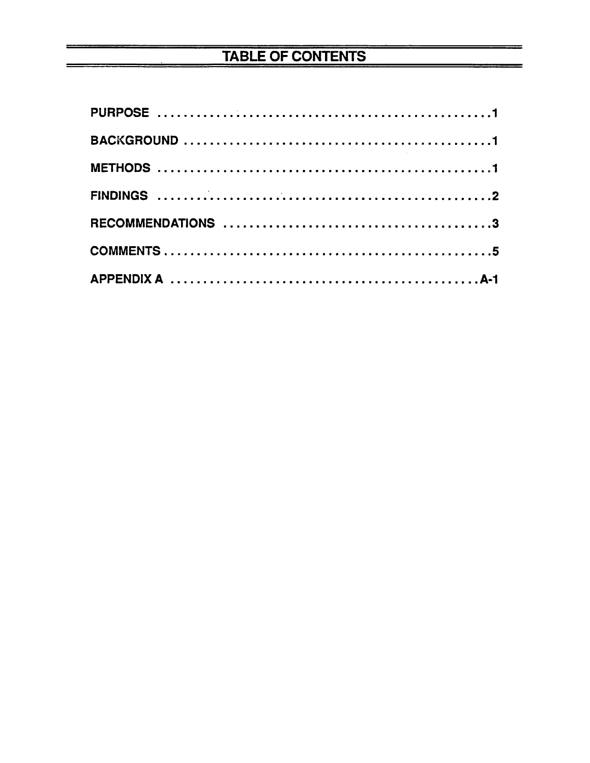# TABLE OF CONTENTS

PURPOSE .......................................................1

BACKGROUND .................................................1

METHODS .......................................................1

FINDINGS .......................................................2

RECOMMENDATIONS ..........................................3

COMMENTS.....................................................5

APPENDIX A ................................................A-1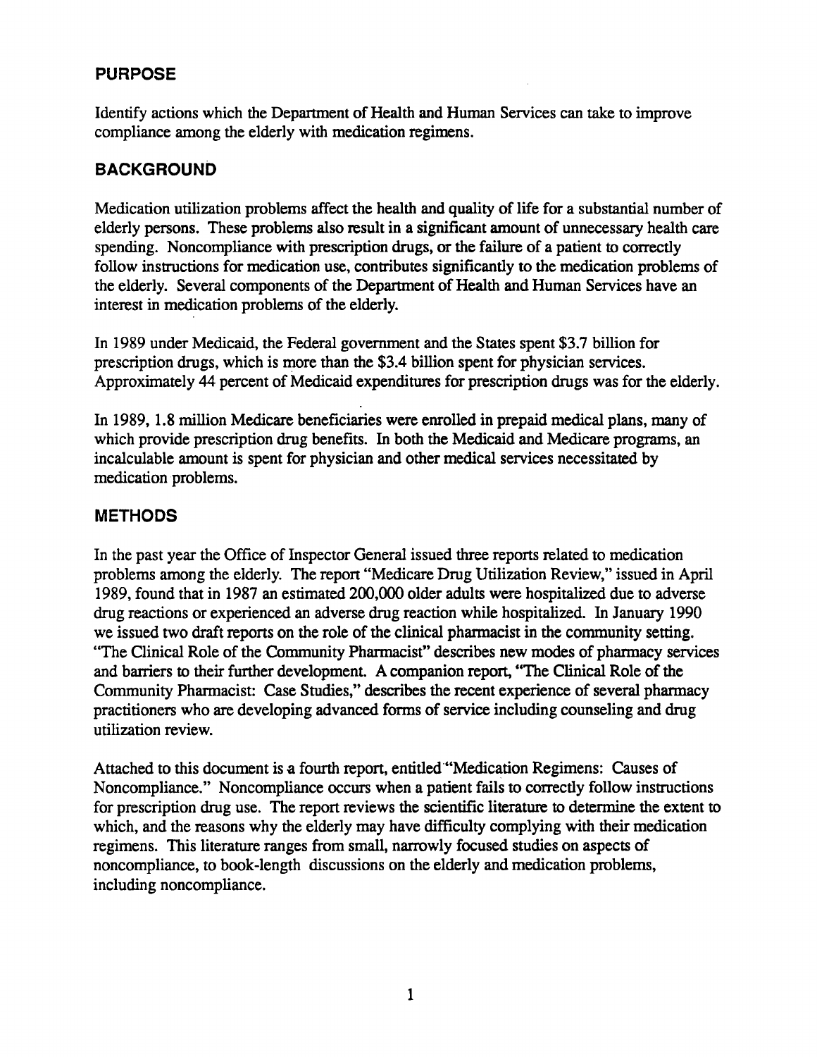## PURPOSE

Identify actions which the Department of Health and Human Services can take to improve compliance among the elderly with medication regimens.

## BACKGROUND

Medication utilization problems affect the health and quality of life for a substantial number of elderly persons. These problems also result in a significant amount of unnecessary health care spending. Noncompliance with prescription drugs, or the failure of a patient to correctly follow instructions for medication use, contributes significantly to the medication problems of the elderly. Several components of the Department of Health and Human Services have an interest in medication problems of the elderly.

In 1989 under Medicaid, the Federal government and the States spent $3.7 billion for prescription drugs, which is more than the $3.4 billion spent for physician services. Approximately 44 percent of Medicaid expenditures for prescription drugs was for the elderly.

In 1989, 1.8 million Medicare beneficiaries were enrolled in prepaid medical plans, many of which provide prescription drug benefits. In both the Medicaid and Medicare programs, an incalculable amount is spent for physician and other medical services necessitated by medication problems.

## METHODS

In the past year the Office of Inspector General issued three reports related to medication problems among the elderly. The report "Medicare Drug Utilization Review," issued in April 1989, found that in 1987 an estimated 200,000 older adults were hospitalized due to adverse drug reactions or experienced an adverse drug reaction while hospitalized. In January 1990 we issued two draft reports on the role of the clinical pharmacist in the community setting. "The Clinical Role of the Community Pharmacist" describes new modes of pharmacy services and barriers to their further development. A companion report, "The Clinical Role of the Community Pharmacist: Case Studies," describes the recent experience of several pharmacy practitioners who are developing advanced forms of service including counseling and drug utilization review.

Attached to this document is a fourth report, entitled "Medication Regimens: Causes of Noncompliance." Noncompliance occurs when a patient fails to correctly follow instructions for prescription drug use. The report reviews the scientific literature to determine the extent to which, and the reasons why the elderly may have difficulty complying with their medication regimens. This literature ranges from small, narrowly focused studies on aspects of noncompliance, to book-length discussions on the elderly and medication problems, including noncompliance.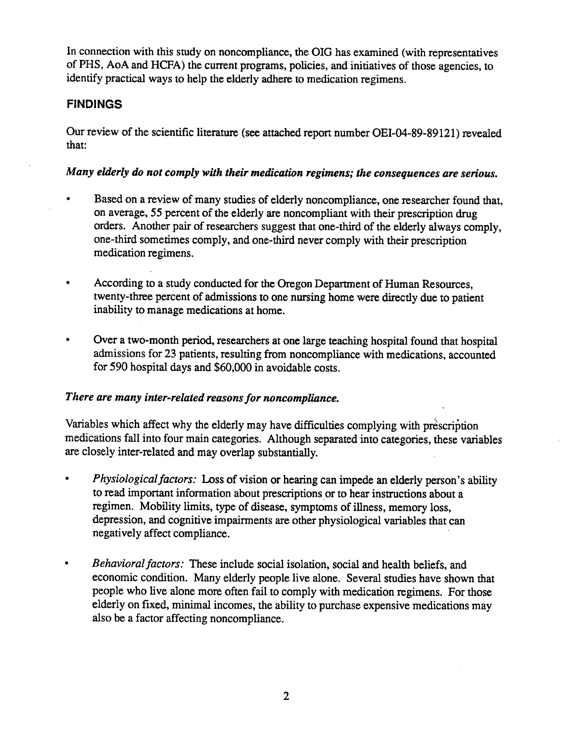In connection with this study on noncompliance, the OIG has examined (with representatives of PHS, AoA and HCFA) the current programs, policies, and initiatives of those agencies, to identify practical ways to help the elderly adhere to medication regimens.

## FINDINGS

Our review of the scientific literature (see attached report number OEI-04-89-89121) revealed that:

***Many elderly do not comply with their medication regimens; the consequences are serious.***

- Based on a review of many studies of elderly noncompliance, one researcher found that, on average, 55 percent of the elderly are noncompliant with their prescription drug orders. Another pair of researchers suggest that one-third of the elderly always comply, one-third sometimes comply, and one-third never comply with their prescription medication regimens.

- According to a study conducted for the Oregon Department of Human Resources, twenty-three percent of admissions to one nursing home were directly due to patient inability to manage medications at home.

- Over a two-month period, researchers at one large teaching hospital found that hospital admissions for 23 patients, resulting from noncompliance with medications, accounted for 590 hospital days and $60,000 in avoidable costs.

***There are many inter-related reasons for noncompliance.***

Variables which affect why the elderly may have difficulties complying with prescription medications fall into four main categories. Although separated into categories, these variables are closely inter-related and may overlap substantially.

- *Physiological factors:* Loss of vision or hearing can impede an elderly person's ability to read important information about prescriptions or to hear instructions about a regimen. Mobility limits, type of disease, symptoms of illness, memory loss, depression, and cognitive impairments are other physiological variables that can negatively affect compliance.

- *Behavioral factors:* These include social isolation, social and health beliefs, and economic condition. Many elderly people live alone. Several studies have shown that people who live alone more often fail to comply with medication regimens. For those elderly on fixed, minimal incomes, the ability to purchase expensive medications may also be a factor affecting noncompliance.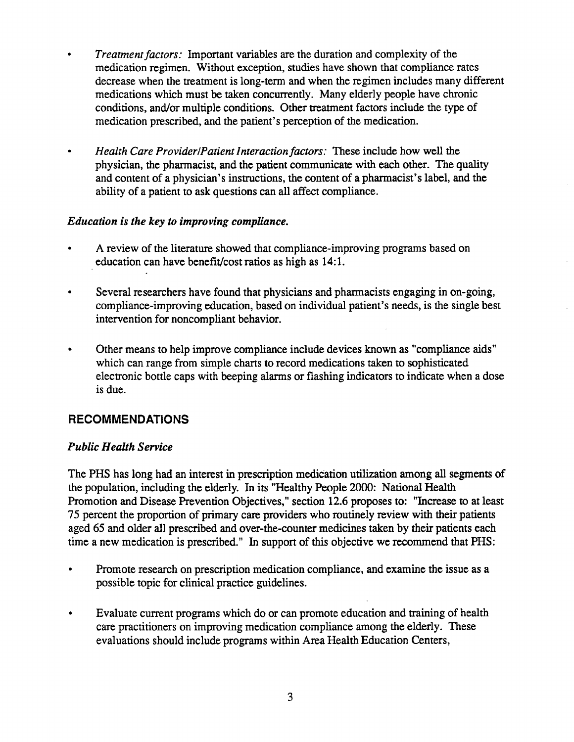- *Treatment factors:* Important variables are the duration and complexity of the medication regimen. Without exception, studies have shown that compliance rates decrease when the treatment is long-term and when the regimen includes many different medications which must be taken concurrently. Many elderly people have chronic conditions, and/or multiple conditions. Other treatment factors include the type of medication prescribed, and the patient's perception of the medication.

- *Health Care Provider/Patient Interaction factors:* These include how well the physician, the pharmacist, and the patient communicate with each other. The quality and content of a physician's instructions, the content of a pharmacist's label, and the ability of a patient to ask questions can all affect compliance.

*Education is the key to improving compliance.*

- A review of the literature showed that compliance-improving programs based on education can have benefit/cost ratios as high as 14:1.

- Several researchers have found that physicians and pharmacists engaging in on-going, compliance-improving education, based on individual patient's needs, is the single best intervention for noncompliant behavior.

- Other means to help improve compliance include devices known as "compliance aids" which can range from simple charts to record medications taken to sophisticated electronic bottle caps with beeping alarms or flashing indicators to indicate when a dose is due.

## RECOMMENDATIONS

### *Public Health Service*

The PHS has long had an interest in prescription medication utilization among all segments of the population, including the elderly. In its "Healthy People 2000: National Health Promotion and Disease Prevention Objectives," section 12.6 proposes to: "Increase to at least 75 percent the proportion of primary care providers who routinely review with their patients aged 65 and older all prescribed and over-the-counter medicines taken by their patients each time a new medication is prescribed." In support of this objective we recommend that PHS:

- Promote research on prescription medication compliance, and examine the issue as a possible topic for clinical practice guidelines.

- Evaluate current programs which do or can promote education and training of health care practitioners on improving medication compliance among the elderly. These evaluations should include programs within Area Health Education Centers,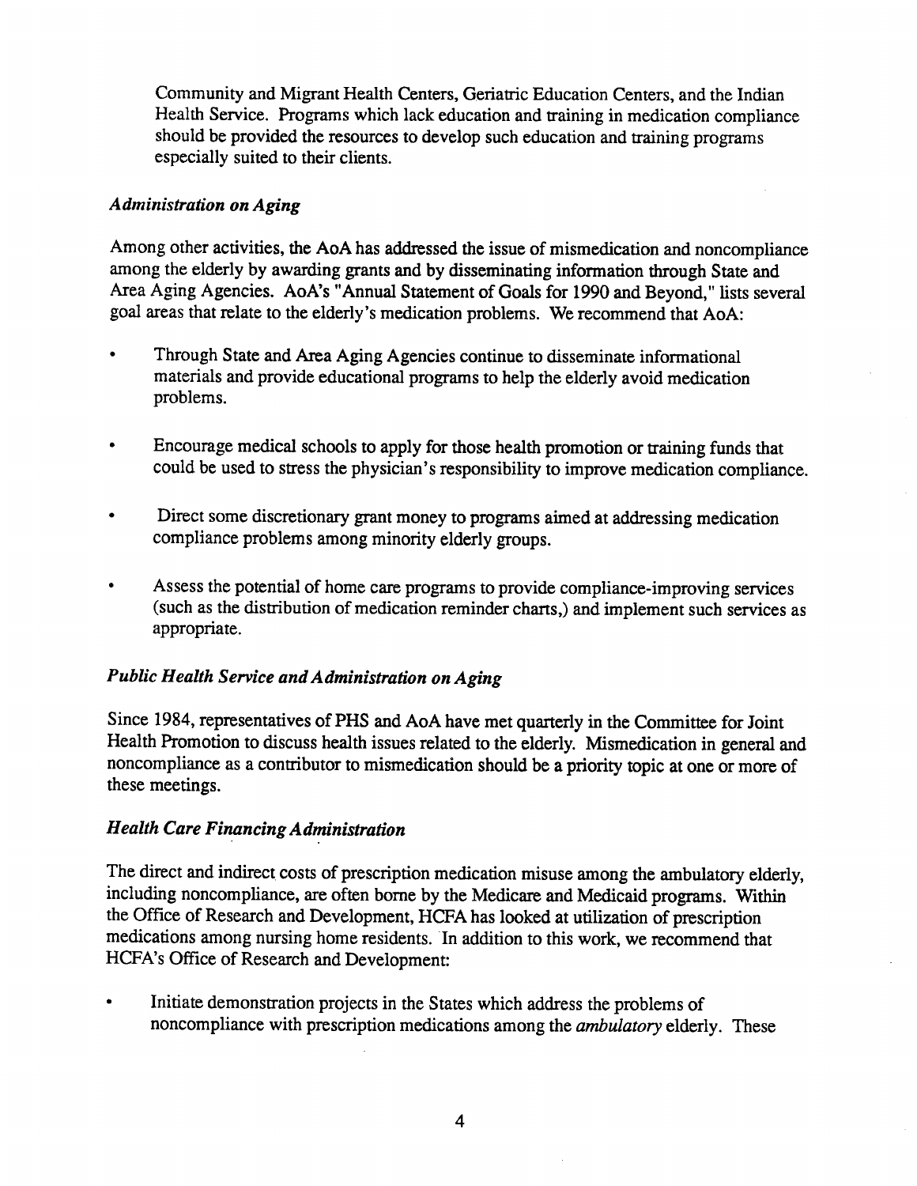Community and Migrant Health Centers, Geriatric Education Centers, and the Indian Health Service. Programs which lack education and training in medication compliance should be provided the resources to develop such education and training programs especially suited to their clients.

### *Administration on Aging*

Among other activities, the AoA has addressed the issue of mismedication and noncompliance among the elderly by awarding grants and by disseminating information through State and Area Aging Agencies. AoA's "Annual Statement of Goals for 1990 and Beyond," lists several goal areas that relate to the elderly's medication problems. We recommend that AoA:

- Through State and Area Aging Agencies continue to disseminate informational materials and provide educational programs to help the elderly avoid medication problems.
- Encourage medical schools to apply for those health promotion or training funds that could be used to stress the physician's responsibility to improve medication compliance.
- Direct some discretionary grant money to programs aimed at addressing medication compliance problems among minority elderly groups.
- Assess the potential of home care programs to provide compliance-improving services (such as the distribution of medication reminder charts,) and implement such services as appropriate.

### *Public Health Service and Administration on Aging*

Since 1984, representatives of PHS and AoA have met quarterly in the Committee for Joint Health Promotion to discuss health issues related to the elderly. Mismedication in general and noncompliance as a contributor to mismedication should be a priority topic at one or more of these meetings.

### *Health Care Financing Administration*

The direct and indirect costs of prescription medication misuse among the ambulatory elderly, including noncompliance, are often borne by the Medicare and Medicaid programs. Within the Office of Research and Development, HCFA has looked at utilization of prescription medications among nursing home residents. In addition to this work, we recommend that HCFA's Office of Research and Development:

- Initiate demonstration projects in the States which address the problems of noncompliance with prescription medications among the *ambulatory* elderly. These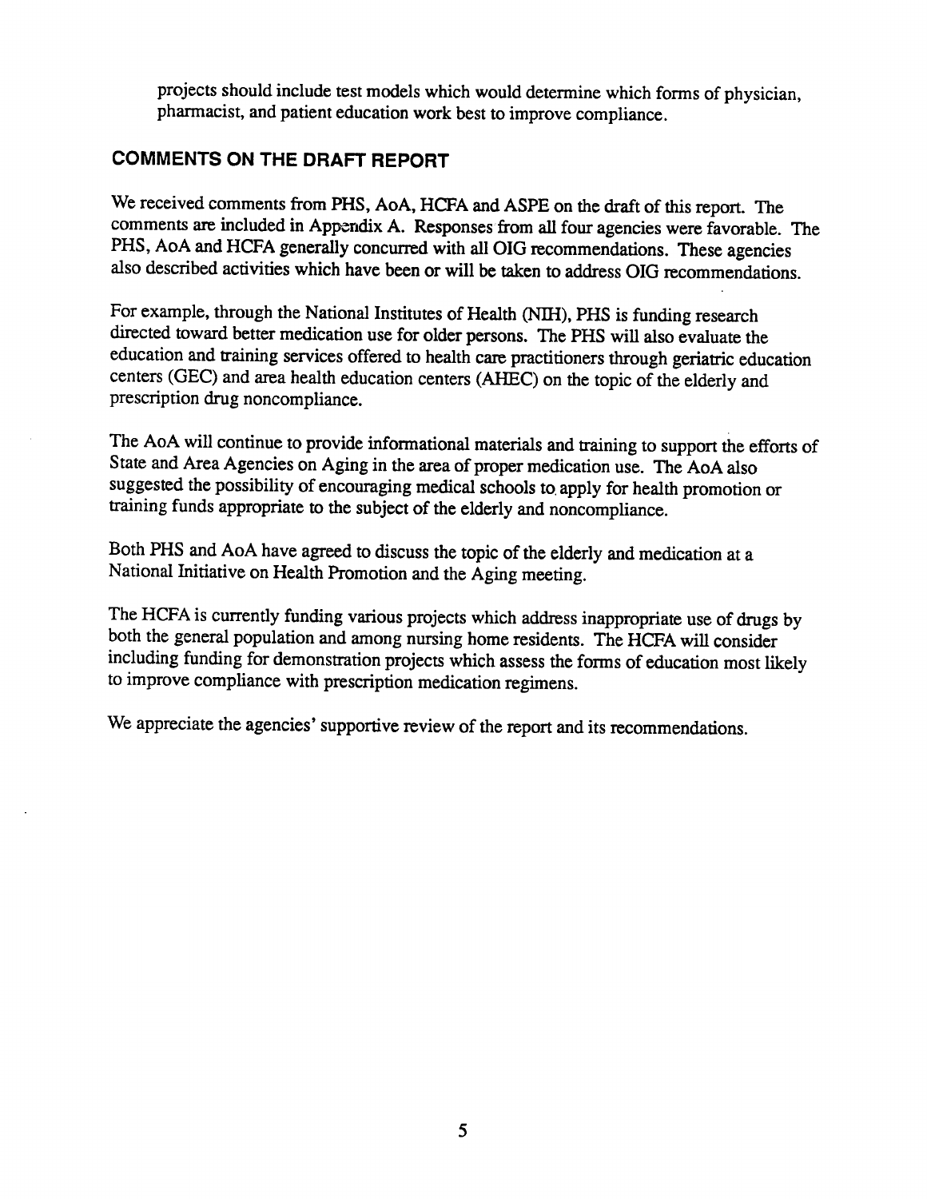projects should include test models which would determine which forms of physician, pharmacist, and patient education work best to improve compliance.

## COMMENTS ON THE DRAFT REPORT

We received comments from PHS, AoA, HCFA and ASPE on the draft of this report. The comments are included in Appendix A. Responses from all four agencies were favorable. The PHS, AoA and HCFA generally concurred with all OIG recommendations. These agencies also described activities which have been or will be taken to address OIG recommendations.

For example, through the National Institutes of Health (NIH), PHS is funding research directed toward better medication use for older persons. The PHS will also evaluate the education and training services offered to health care practitioners through geriatric education centers (GEC) and area health education centers (AHEC) on the topic of the elderly and prescription drug noncompliance.

The AoA will continue to provide informational materials and training to support the efforts of State and Area Agencies on Aging in the area of proper medication use. The AoA also suggested the possibility of encouraging medical schools to apply for health promotion or training funds appropriate to the subject of the elderly and noncompliance.

Both PHS and AoA have agreed to discuss the topic of the elderly and medication at a National Initiative on Health Promotion and the Aging meeting.

The HCFA is currently funding various projects which address inappropriate use of drugs by both the general population and among nursing home residents. The HCFA will consider including funding for demonstration projects which assess the forms of education most likely to improve compliance with prescription medication regimens.

We appreciate the agencies' supportive review of the report and its recommendations.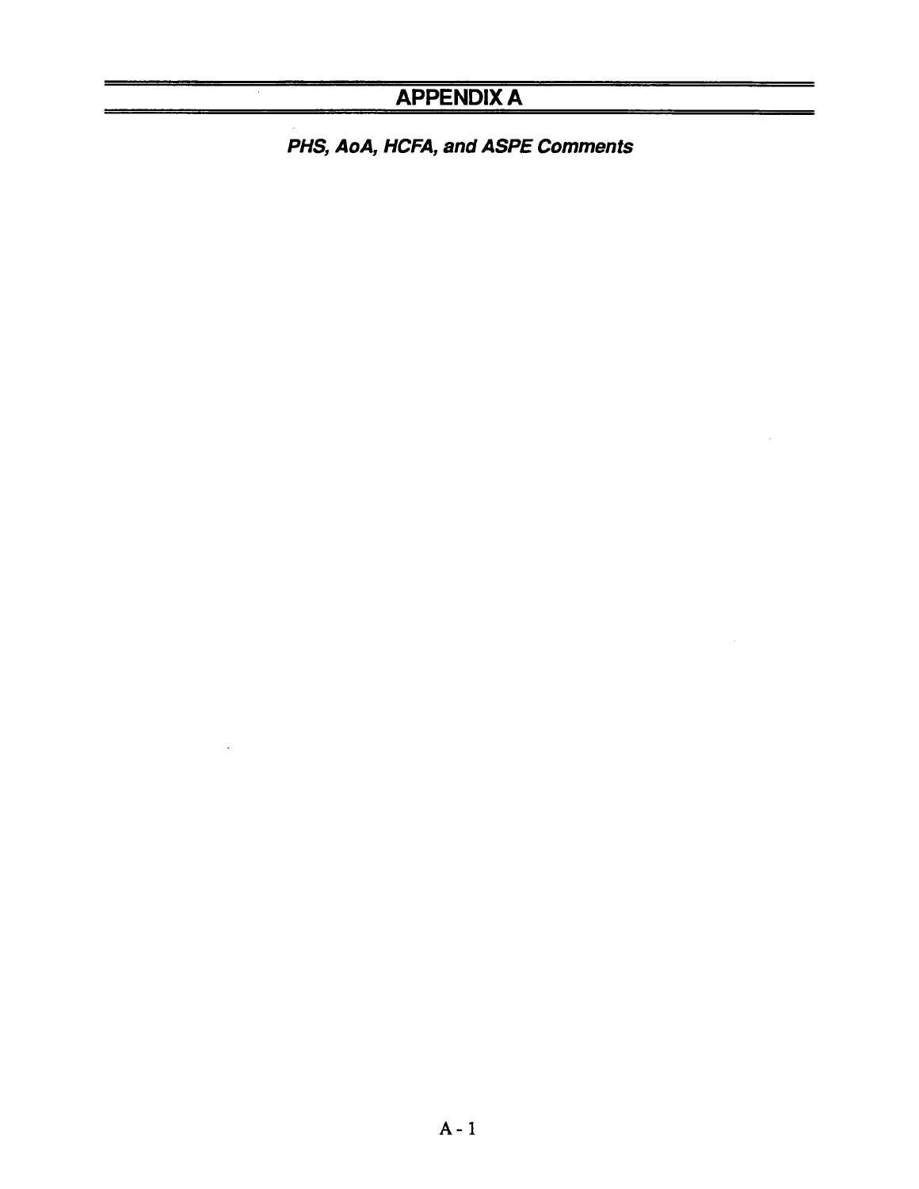# APPENDIX A

***PHS, AoA, HCFA, and ASPE Comments***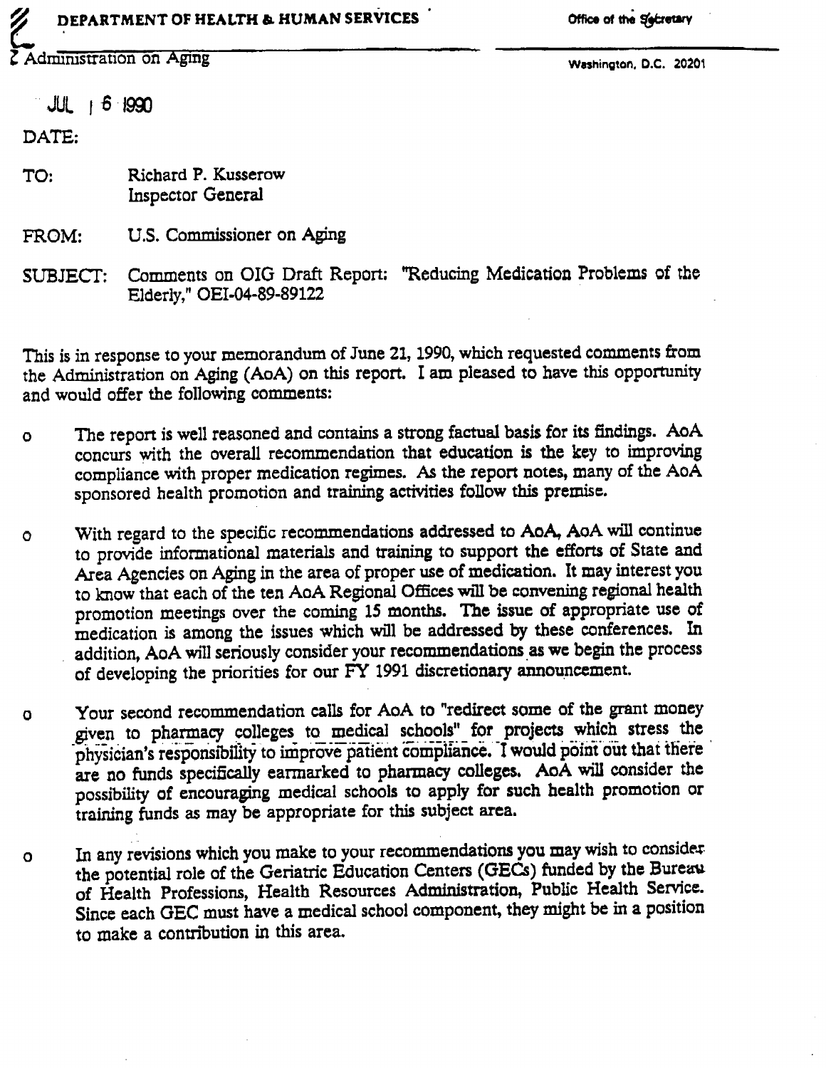**DEPARTMENT OF HEALTH & HUMAN SERVICES** — Office of the Secretary

Administration on Aging — Washington, D.C. 20201

JUL 16 1990

DATE:

TO: Richard P. Kusserow
Inspector General

FROM: U.S. Commissioner on Aging

SUBJECT: Comments on OIG Draft Report: "Reducing Medication Problems of the Elderly," OEI-04-89-89122

This is in response to your memorandum of June 21, 1990, which requested comments from the Administration on Aging (AoA) on this report. I am pleased to have this opportunity and would offer the following comments:

- The report is well reasoned and contains a strong factual basis for its findings. AoA concurs with the overall recommendation that education is the key to improving compliance with proper medication regimes. As the report notes, many of the AoA sponsored health promotion and training activities follow this premise.

- With regard to the specific recommendations addressed to AoA, AoA will continue to provide informational materials and training to support the efforts of State and Area Agencies on Aging in the area of proper use of medication. It may interest you to know that each of the ten AoA Regional Offices will be convening regional health promotion meetings over the coming 15 months. The issue of appropriate use of medication is among the issues which will be addressed by these conferences. In addition, AoA will seriously consider your recommendations as we begin the process of developing the priorities for our FY 1991 discretionary announcement.

- Your second recommendation calls for AoA to "redirect some of the grant money given to pharmacy colleges to medical schools" for projects which stress the physician's responsibility to improve patient compliance. I would point out that there are no funds specifically earmarked to pharmacy colleges. AoA will consider the possibility of encouraging medical schools to apply for such health promotion or training funds as may be appropriate for this subject area.

- In any revisions which you make to your recommendations you may wish to consider the potential role of the Geriatric Education Centers (GECs) funded by the Bureau of Health Professions, Health Resources Administration, Public Health Service. Since each GEC must have a medical school component, they might be in a position to make a contribution in this area.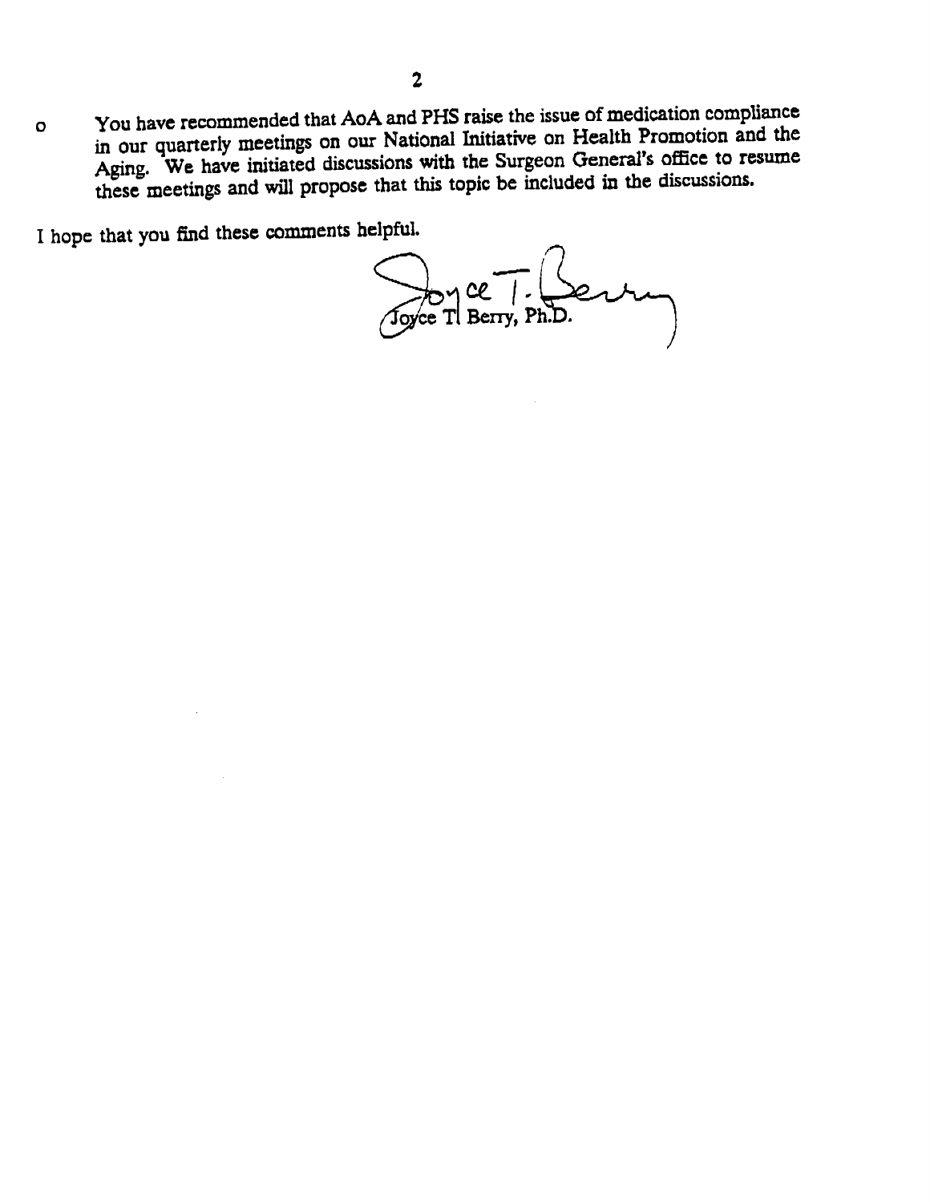- You have recommended that AoA and PHS raise the issue of medication compliance in our quarterly meetings on our National Initiative on Health Promotion and the Aging. We have initiated discussions with the Surgeon General's office to resume these meetings and will propose that this topic be included in the discussions.

I hope that you find these comments helpful.

Joyce T. Berry, Ph.D.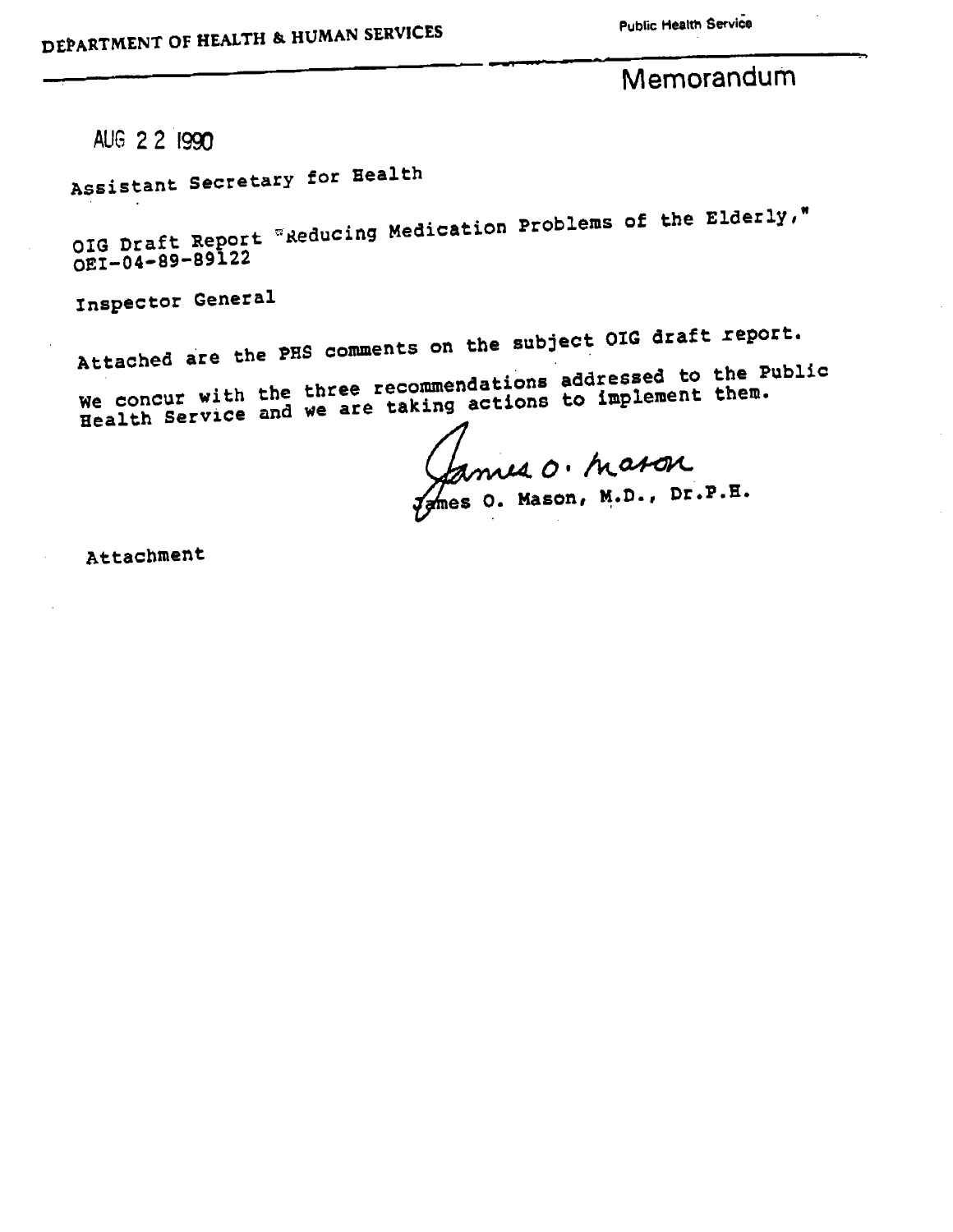DEPARTMENT OF HEALTH & HUMAN SERVICES

Public Health Service

# Memorandum

AUG 22 1990

Assistant Secretary for Health

OIG Draft Report "Reducing Medication Problems of the Elderly," OEI-04-89-89122

Inspector General

Attached are the PHS comments on the subject OIG draft report.

We concur with the three recommendations addressed to the Public Health Service and we are taking actions to implement them.

James O. Mason

James O. Mason, M.D., Dr.P.H.

Attachment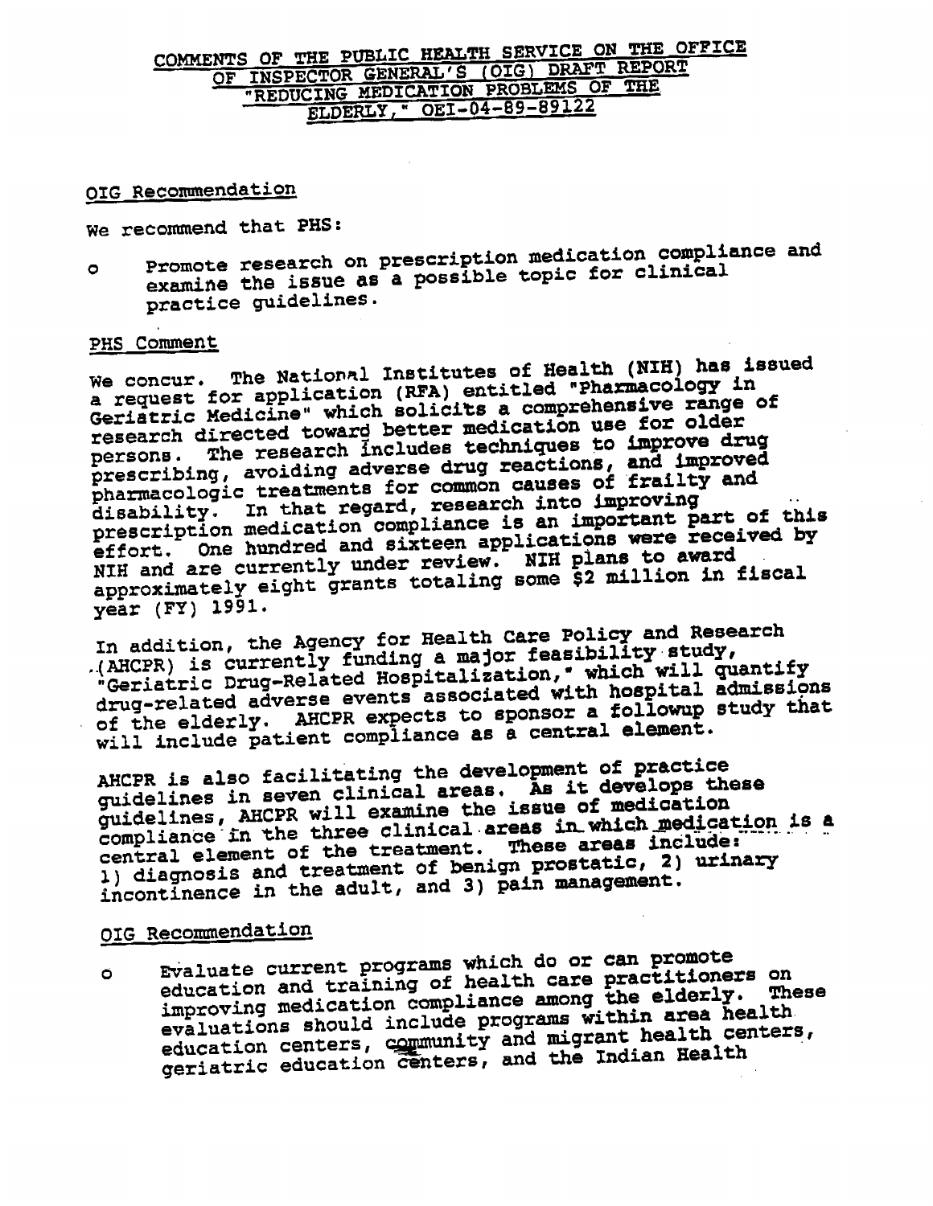# COMMENTS OF THE PUBLIC HEALTH SERVICE ON THE OFFICE OF INSPECTOR GENERAL'S (OIG) DRAFT REPORT "REDUCING MEDICATION PROBLEMS OF THE ELDERLY," OEI-04-89-89122

## OIG Recommendation

We recommend that PHS:

- Promote research on prescription medication compliance and examine the issue as a possible topic for clinical practice guidelines.

## PHS Comment

We concur. The National Institutes of Health (NIH) has issued a request for application (RFA) entitled "Pharmacology in Geriatric Medicine" which solicits a comprehensive range of research directed toward better medication use for older persons. The research includes techniques to improve drug prescribing, avoiding adverse drug reactions, and improved pharmacologic treatments for common causes of frailty and disability. In that regard, research into improving prescription medication compliance is an important part of this effort. One hundred and sixteen applications were received by NIH and are currently under review. NIH plans to award approximately eight grants totaling some $2 million in fiscal year (FY) 1991.

In addition, the Agency for Health Care Policy and Research (AHCPR) is currently funding a major feasibility study, "Geriatric Drug-Related Hospitalization," which will quantify drug-related adverse events associated with hospital admissions of the elderly. AHCPR expects to sponsor a followup study that will include patient compliance as a central element.

AHCPR is also facilitating the development of practice guidelines in seven clinical areas. As it develops these guidelines, AHCPR will examine the issue of medication compliance in the three clinical areas in which medication is a central element of the treatment. These areas include: 1) diagnosis and treatment of benign prostatic, 2) urinary incontinence in the adult, and 3) pain management.

## OIG Recommendation

- Evaluate current programs which do or can promote education and training of health care practitioners on improving medication compliance among the elderly. These evaluations should include programs within area health education centers, community and migrant health centers, geriatric education centers, and the Indian Health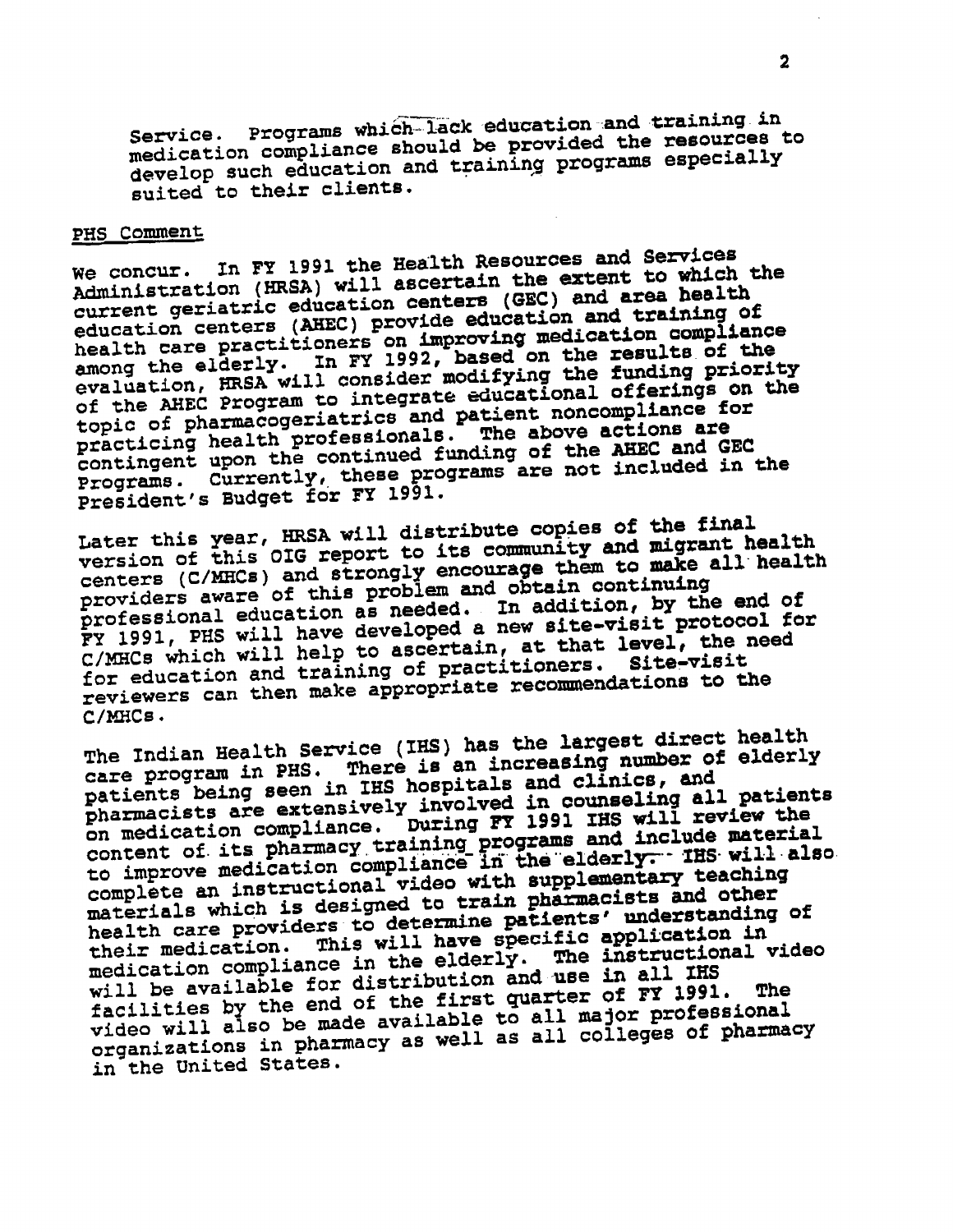Service. Programs which lack education and training in medication compliance should be provided the resources to develop such education and training programs especially suited to their clients.

PHS Comment

We concur. In FY 1991 the Health Resources and Services Administration (HRSA) will ascertain the extent to which the current geriatric education centers (GEC) and area health education centers (AHEC) provide education and training of health care practitioners on improving medication compliance among the elderly. In FY 1992, based on the results of the evaluation, HRSA will consider modifying the funding priority of the AHEC Program to integrate educational offerings on the topic of pharmacogeriatrics and patient noncompliance for practicing health professionals. The above actions are contingent upon the continued funding of the AHEC and GEC Programs. Currently, these programs are not included in the President's Budget for FY 1991.

Later this year, HRSA will distribute copies of the final version of this OIG report to its community and migrant health centers (C/MHCs) and strongly encourage them to make all health providers aware of this problem and obtain continuing professional education as needed. In addition, by the end of FY 1991, PHS will have developed a new site-visit protocol for C/MHCs which will help to ascertain, at that level, the need for education and training of practitioners. Site-visit reviewers can then make appropriate recommendations to the C/MHCs.

The Indian Health Service (IHS) has the largest direct health care program in PHS. There is an increasing number of elderly patients being seen in IHS hospitals and clinics, and pharmacists are extensively involved in counseling all patients on medication compliance. During FY 1991 IHS will review the content of its pharmacy training programs and include material to improve medication compliance in the elderly. IHS will also complete an instructional video with supplementary teaching materials which is designed to train pharmacists and other health care providers to determine patients' understanding of their medication. This will have specific application in medication compliance in the elderly. The instructional video will be available for distribution and use in all IHS facilities by the end of the first quarter of FY 1991. The video will also be made available to all major professional organizations in pharmacy as well as all colleges of pharmacy in the United States.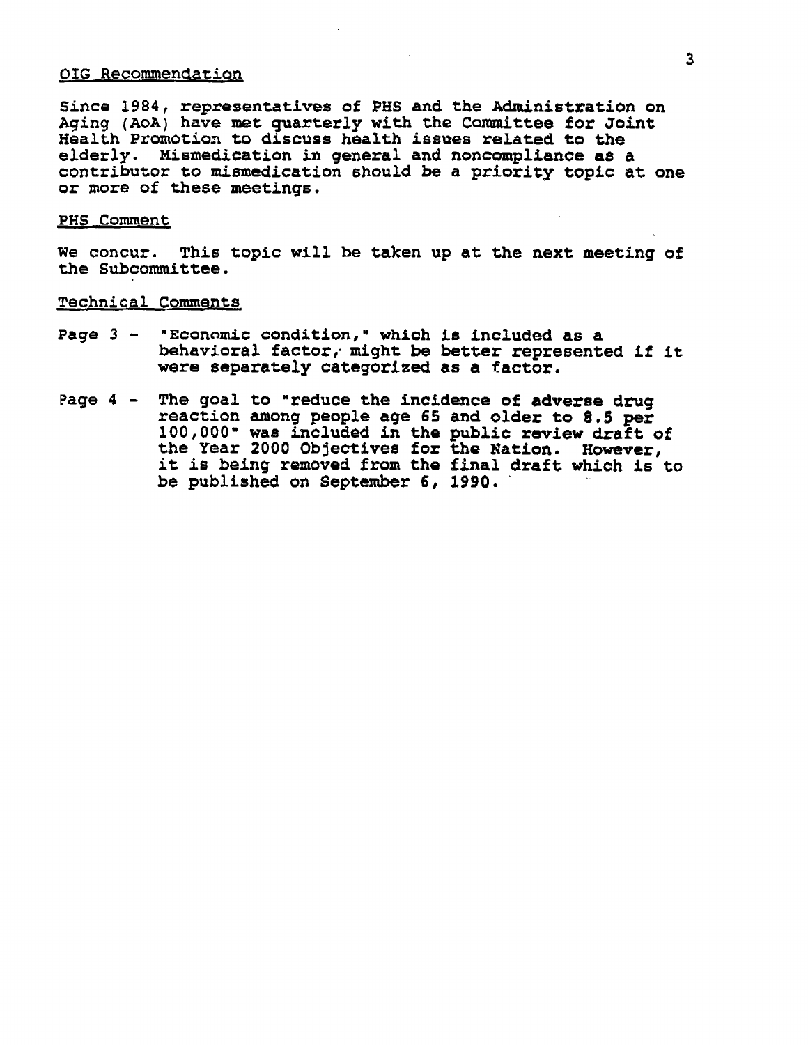OIG Recommendation

Since 1984, representatives of PHS and the Administration on Aging (AoA) have met quarterly with the Committee for Joint Health Promotion to discuss health issues related to the elderly. Mismedication in general and noncompliance as a contributor to mismedication should be a priority topic at one or more of these meetings.

PHS Comment

We concur. This topic will be taken up at the next meeting of the Subcommittee.

Technical Comments

- Page 3 - "Economic condition," which is included as a behavioral factor, might be better represented if it were separately categorized as a factor.
- Page 4 - The goal to "reduce the incidence of adverse drug reaction among people age 65 and older to 8.5 per 100,000" was included in the public review draft of the Year 2000 Objectives for the Nation. However, it is being removed from the final draft which is to be published on September 6, 1990.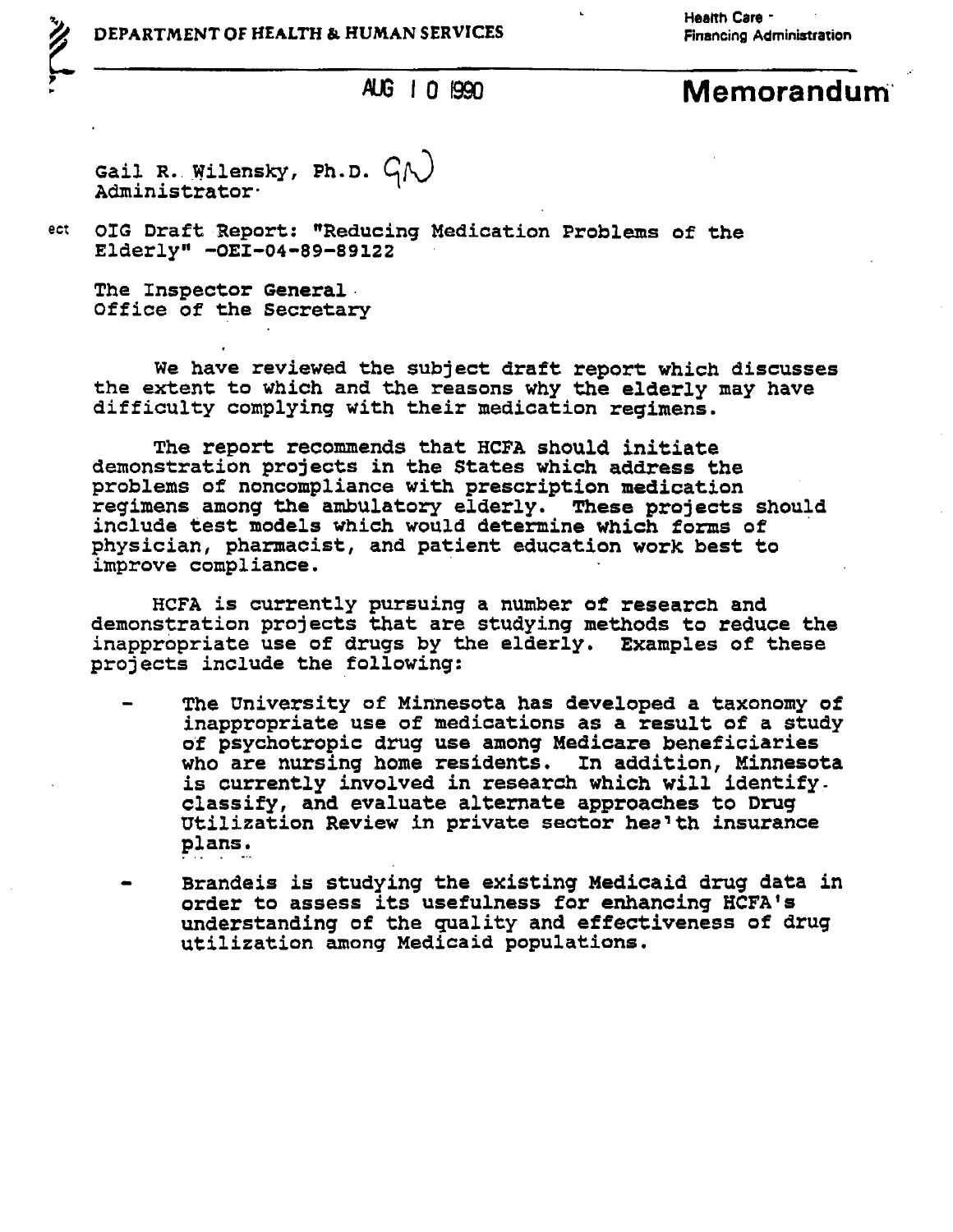DEPARTMENT OF HEALTH & HUMAN SERVICES

Health Care - Financing Administration

AUG 10 1990

# Memorandum

Gail R. Wilensky, Ph.D. GW
Administrator

ect OIG Draft Report: "Reducing Medication Problems of the Elderly" -OEI-04-89-89122

The Inspector General
Office of the Secretary

We have reviewed the subject draft report which discusses the extent to which and the reasons why the elderly may have difficulty complying with their medication regimens.

The report recommends that HCFA should initiate demonstration projects in the States which address the problems of noncompliance with prescription medication regimens among the ambulatory elderly. These projects should include test models which would determine which forms of physician, pharmacist, and patient education work best to improve compliance.

HCFA is currently pursuing a number of research and demonstration projects that are studying methods to reduce the inappropriate use of drugs by the elderly. Examples of these projects include the following:

- The University of Minnesota has developed a taxonomy of inappropriate use of medications as a result of a study of psychotropic drug use among Medicare beneficiaries who are nursing home residents. In addition, Minnesota is currently involved in research which will identify, classify, and evaluate alternate approaches to Drug Utilization Review in private sector health insurance plans.

- Brandeis is studying the existing Medicaid drug data in order to assess its usefulness for enhancing HCFA's understanding of the quality and effectiveness of drug utilization among Medicaid populations.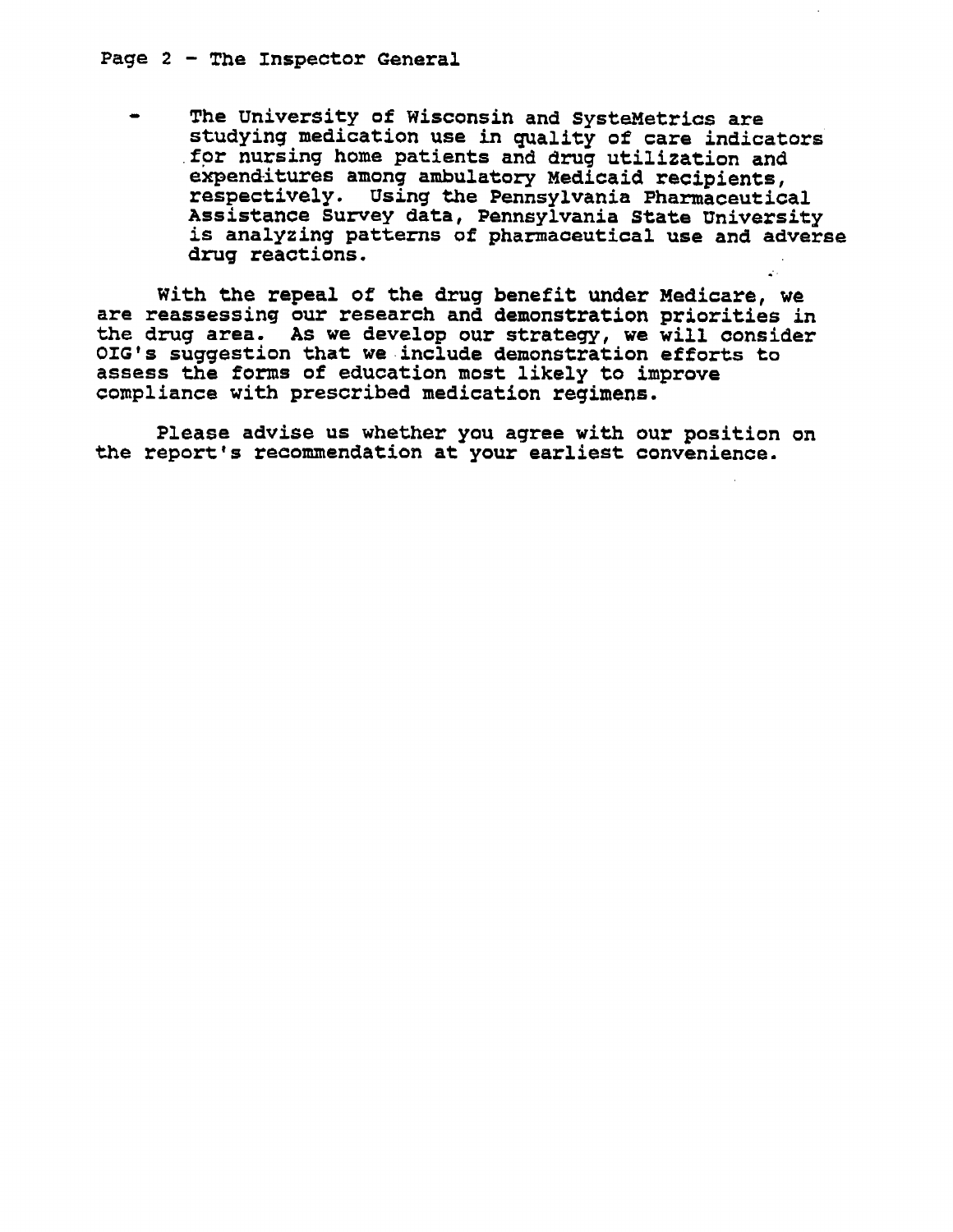- The University of Wisconsin and SysteMetrics are studying medication use in quality of care indicators for nursing home patients and drug utilization and expenditures among ambulatory Medicaid recipients, respectively. Using the Pennsylvania Pharmaceutical Assistance Survey data, Pennsylvania State University is analyzing patterns of pharmaceutical use and adverse drug reactions.

With the repeal of the drug benefit under Medicare, we are reassessing our research and demonstration priorities in the drug area. As we develop our strategy, we will consider OIG's suggestion that we include demonstration efforts to assess the forms of education most likely to improve compliance with prescribed medication regimens.

Please advise us whether you agree with our position on the report's recommendation at your earliest convenience.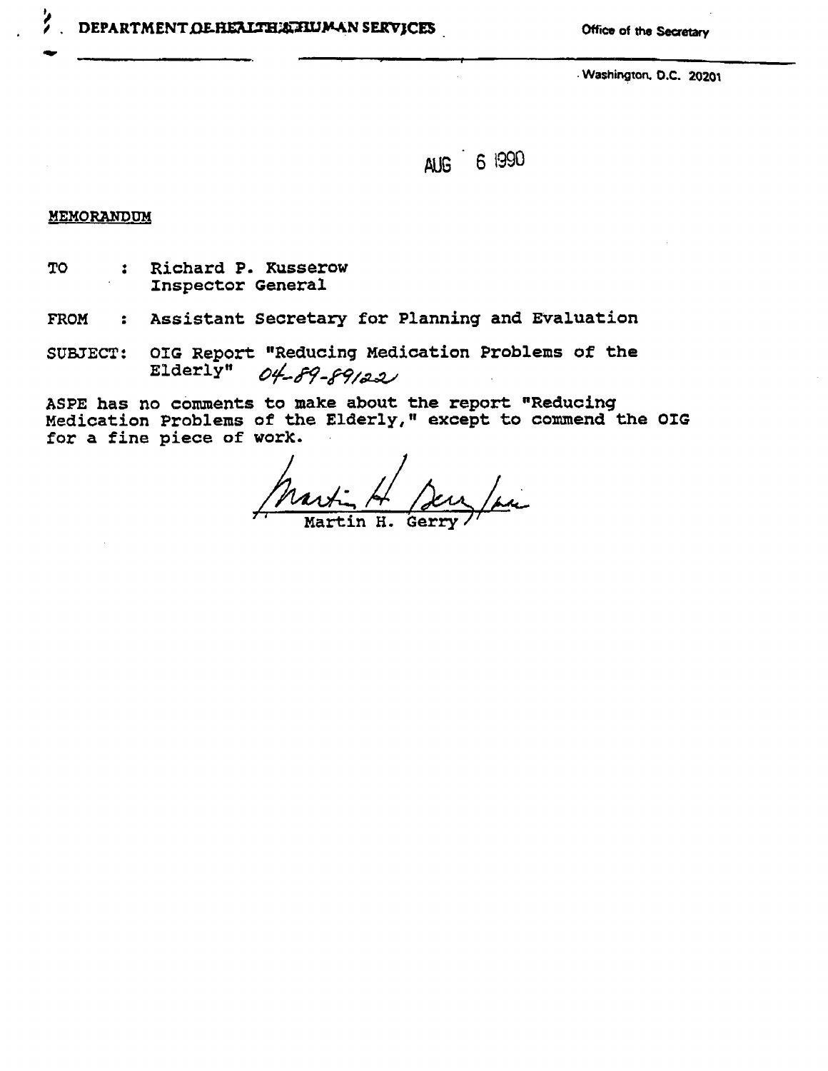DEPARTMENT OF HEALTH & HUMAN SERVICES

Office of the Secretary

Washington, D.C. 20201

AUG 6 1990

**MEMORANDUM**

TO : Richard P. Kusserow
Inspector General

FROM : Assistant Secretary for Planning and Evaluation

SUBJECT: OIG Report "Reducing Medication Problems of the Elderly" 04-89-89122

ASPE has no comments to make about the report "Reducing Medication Problems of the Elderly," except to commend the OIG for a fine piece of work.

Martin H. Gerry